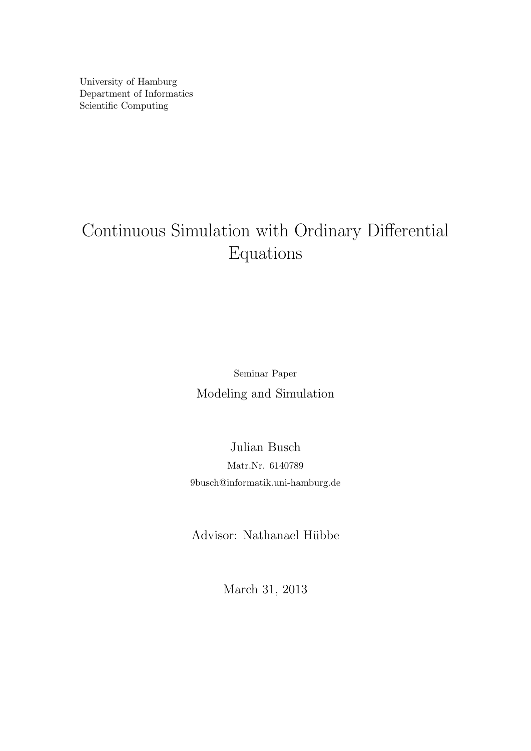University of Hamburg
Department of Informatics
Scientific Computing

# Continuous Simulation with Ordinary Differential Equations

Seminar Paper

Modeling and Simulation

Julian Busch

Matr.Nr. 6140789

9busch@informatik.uni-hamburg.de

Advisor: Nathanael Hübbe

March 31, 2013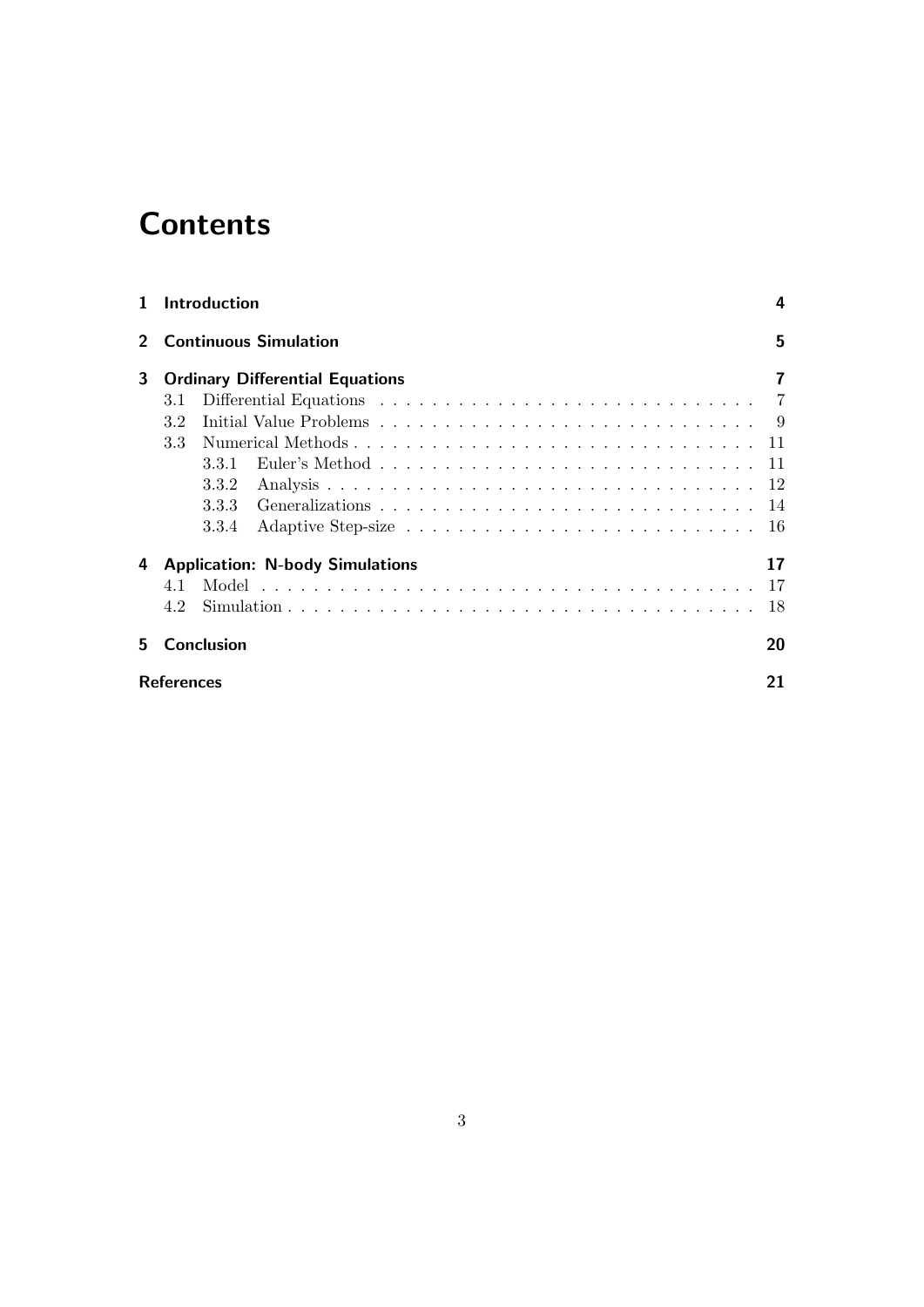# Contents

- **1 Introduction** — 4
- **2 Continuous Simulation** — 5
- **3 Ordinary Differential Equations** — 7
  - 3.1 Differential Equations — 7
  - 3.2 Initial Value Problems — 9
  - 3.3 Numerical Methods — 11
    - 3.3.1 Euler's Method — 11
    - 3.3.2 Analysis — 12
    - 3.3.3 Generalizations — 14
    - 3.3.4 Adaptive Step-size — 16
- **4 Application: N-body Simulations** — 17
  - 4.1 Model — 17
  - 4.2 Simulation — 18
- **5 Conclusion** — 20
- **References** — 21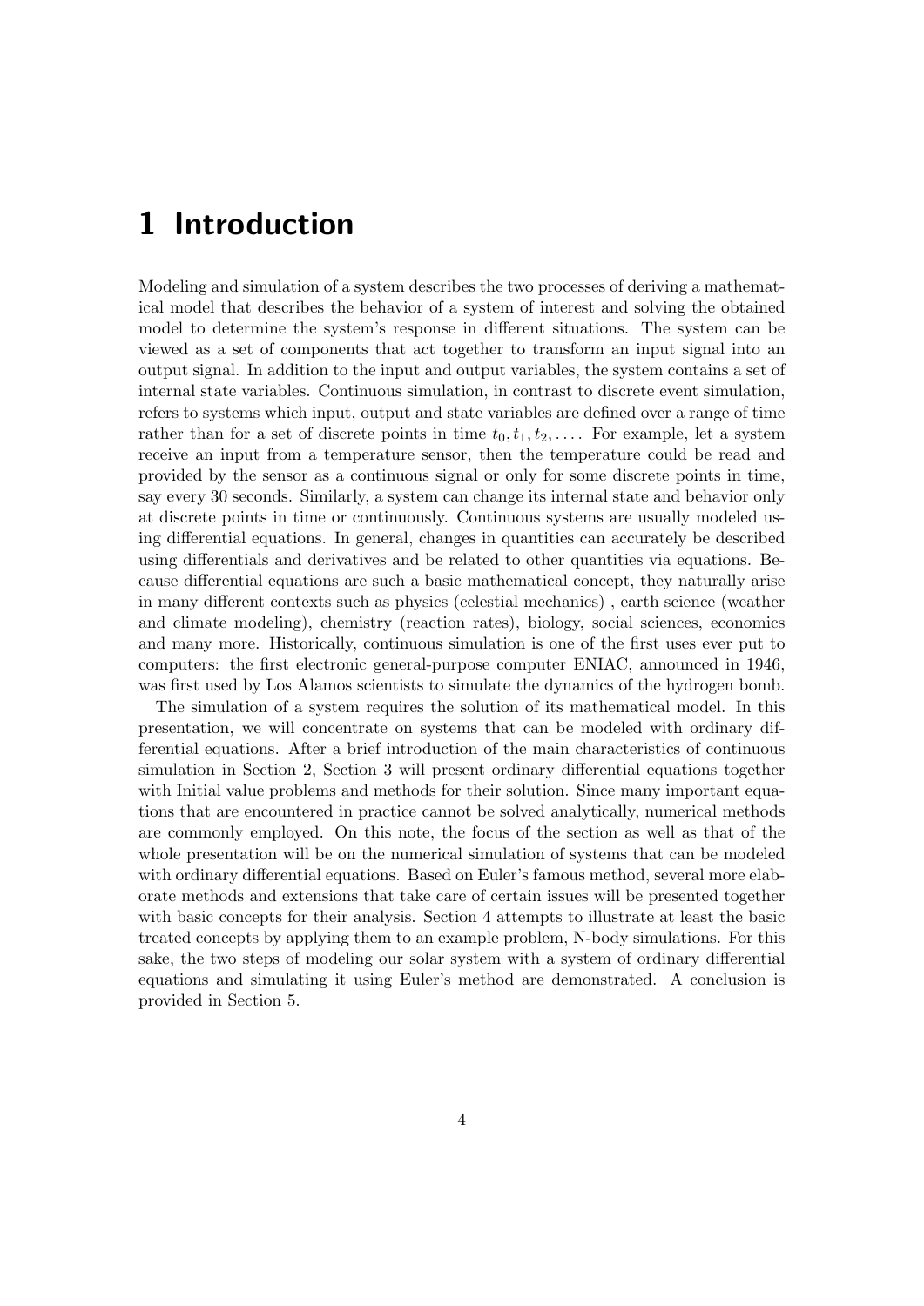# 1 Introduction

Modeling and simulation of a system describes the two processes of deriving a mathematical model that describes the behavior of a system of interest and solving the obtained model to determine the system's response in different situations. The system can be viewed as a set of components that act together to transform an input signal into an output signal. In addition to the input and output variables, the system contains a set of internal state variables. Continuous simulation, in contrast to discrete event simulation, refers to systems which input, output and state variables are defined over a range of time rather than for a set of discrete points in time $t_0, t_1, t_2, \ldots$. For example, let a system receive an input from a temperature sensor, then the temperature could be read and provided by the sensor as a continuous signal or only for some discrete points in time, say every 30 seconds. Similarly, a system can change its internal state and behavior only at discrete points in time or continuously. Continuous systems are usually modeled using differential equations. In general, changes in quantities can accurately be described using differentials and derivatives and be related to other quantities via equations. Because differential equations are such a basic mathematical concept, they naturally arise in many different contexts such as physics (celestial mechanics) , earth science (weather and climate modeling), chemistry (reaction rates), biology, social sciences, economics and many more. Historically, continuous simulation is one of the first uses ever put to computers: the first electronic general-purpose computer ENIAC, announced in 1946, was first used by Los Alamos scientists to simulate the dynamics of the hydrogen bomb.

The simulation of a system requires the solution of its mathematical model. In this presentation, we will concentrate on systems that can be modeled with ordinary differential equations. After a brief introduction of the main characteristics of continuous simulation in Section 2, Section 3 will present ordinary differential equations together with Initial value problems and methods for their solution. Since many important equations that are encountered in practice cannot be solved analytically, numerical methods are commonly employed. On this note, the focus of the section as well as that of the whole presentation will be on the numerical simulation of systems that can be modeled with ordinary differential equations. Based on Euler's famous method, several more elaborate methods and extensions that take care of certain issues will be presented together with basic concepts for their analysis. Section 4 attempts to illustrate at least the basic treated concepts by applying them to an example problem, N-body simulations. For this sake, the two steps of modeling our solar system with a system of ordinary differential equations and simulating it using Euler's method are demonstrated. A conclusion is provided in Section 5.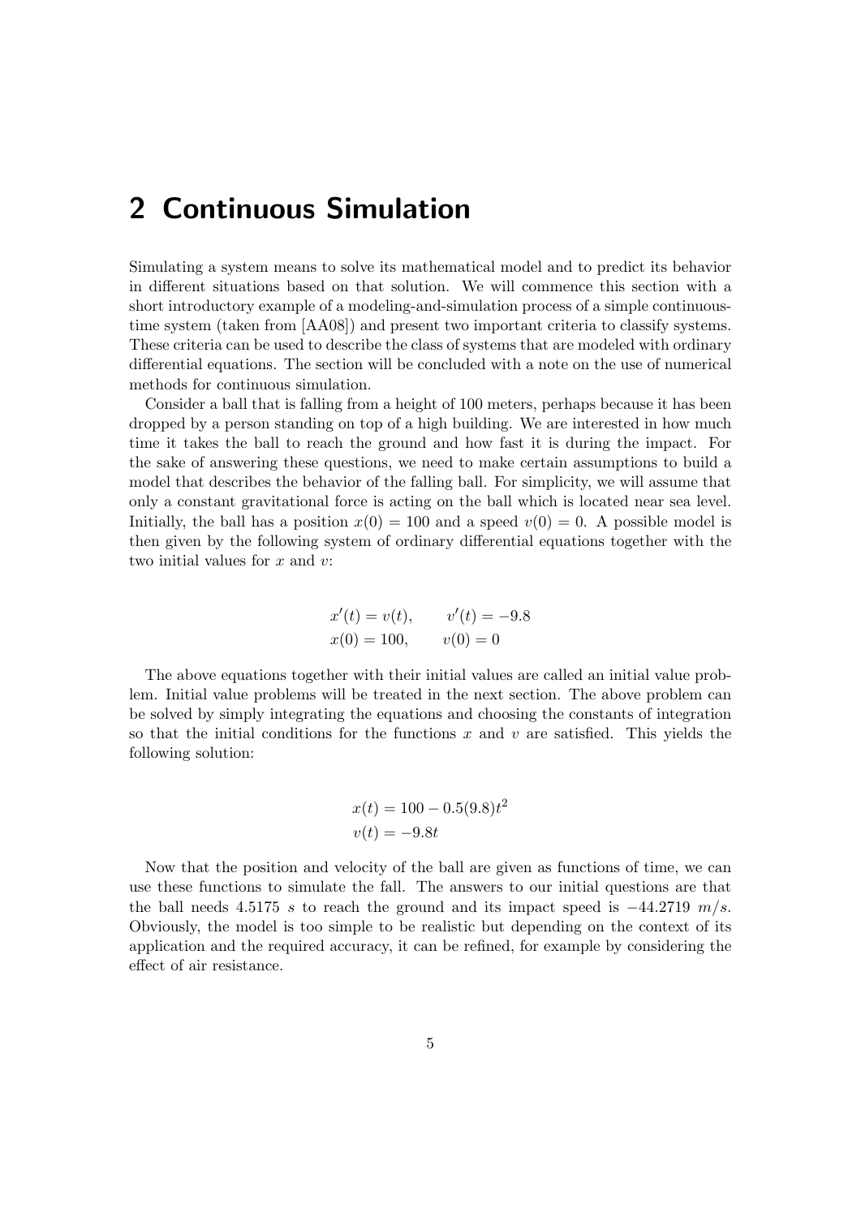# 2 Continuous Simulation

Simulating a system means to solve its mathematical model and to predict its behavior in different situations based on that solution. We will commence this section with a short introductory example of a modeling-and-simulation process of a simple continuous-time system (taken from [AA08]) and present two important criteria to classify systems. These criteria can be used to describe the class of systems that are modeled with ordinary differential equations. The section will be concluded with a note on the use of numerical methods for continuous simulation.

Consider a ball that is falling from a height of 100 meters, perhaps because it has been dropped by a person standing on top of a high building. We are interested in how much time it takes the ball to reach the ground and how fast it is during the impact. For the sake of answering these questions, we need to make certain assumptions to build a model that describes the behavior of the falling ball. For simplicity, we will assume that only a constant gravitational force is acting on the ball which is located near sea level. Initially, the ball has a position $x(0) = 100$ and a speed $v(0) = 0$. A possible model is then given by the following system of ordinary differential equations together with the two initial values for $x$ and $v$:

$$
\begin{aligned}
x'(t) &= v(t), \qquad & v'(t) &= -9.8 \\
x(0) &= 100, \qquad & v(0) &= 0
\end{aligned}
$$

The above equations together with their initial values are called an initial value problem. Initial value problems will be treated in the next section. The above problem can be solved by simply integrating the equations and choosing the constants of integration so that the initial conditions for the functions $x$ and $v$ are satisfied. This yields the following solution:

$$
\begin{aligned}
x(t) &= 100 - 0.5(9.8)t^2 \\
v(t) &= -9.8t
\end{aligned}
$$

Now that the position and velocity of the ball are given as functions of time, we can use these functions to simulate the fall. The answers to our initial questions are that the ball needs $4.5175\ s$ to reach the ground and its impact speed is $-44.2719\ m/s$. Obviously, the model is too simple to be realistic but depending on the context of its application and the required accuracy, it can be refined, for example by considering the effect of air resistance.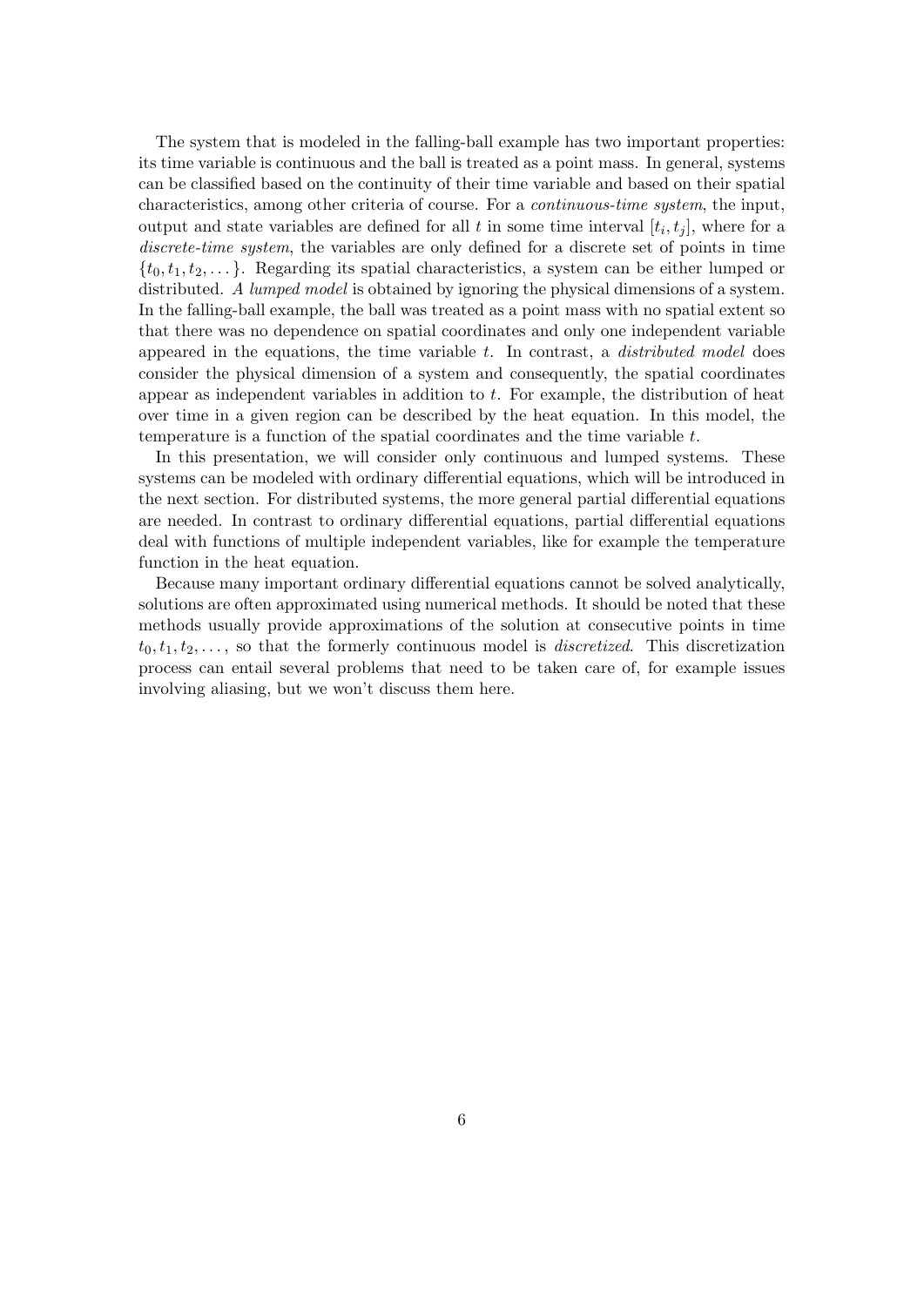The system that is modeled in the falling-ball example has two important properties: its time variable is continuous and the ball is treated as a point mass. In general, systems can be classified based on the continuity of their time variable and based on their spatial characteristics, among other criteria of course. For a *continuous-time system*, the input, output and state variables are defined for all $t$ in some time interval $[t_i, t_j]$, where for a *discrete-time system*, the variables are only defined for a discrete set of points in time $\{t_0, t_1, t_2, \dots\}$. Regarding its spatial characteristics, a system can be either lumped or distributed. *A lumped model* is obtained by ignoring the physical dimensions of a system. In the falling-ball example, the ball was treated as a point mass with no spatial extent so that there was no dependence on spatial coordinates and only one independent variable appeared in the equations, the time variable $t$. In contrast, a *distributed model* does consider the physical dimension of a system and consequently, the spatial coordinates appear as independent variables in addition to $t$. For example, the distribution of heat over time in a given region can be described by the heat equation. In this model, the temperature is a function of the spatial coordinates and the time variable $t$.

In this presentation, we will consider only continuous and lumped systems. These systems can be modeled with ordinary differential equations, which will be introduced in the next section. For distributed systems, the more general partial differential equations are needed. In contrast to ordinary differential equations, partial differential equations deal with functions of multiple independent variables, like for example the temperature function in the heat equation.

Because many important ordinary differential equations cannot be solved analytically, solutions are often approximated using numerical methods. It should be noted that these methods usually provide approximations of the solution at consecutive points in time $t_0, t_1, t_2, \dots$, so that the formerly continuous model is *discretized*. This discretization process can entail several problems that need to be taken care of, for example issues involving aliasing, but we won't discuss them here.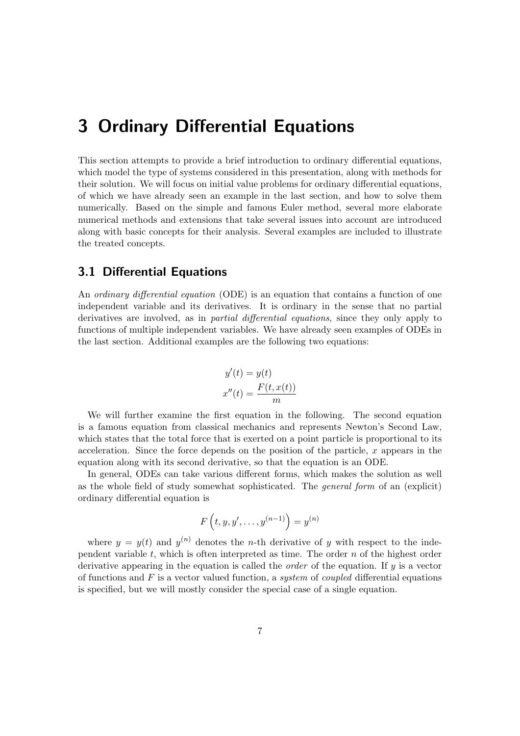# 3 Ordinary Differential Equations

This section attempts to provide a brief introduction to ordinary differential equations, which model the type of systems considered in this presentation, along with methods for their solution. We will focus on initial value problems for ordinary differential equations, of which we have already seen an example in the last section, and how to solve them numerically. Based on the simple and famous Euler method, several more elaborate numerical methods and extensions that take several issues into account are introduced along with basic concepts for their analysis. Several examples are included to illustrate the treated concepts.

## 3.1 Differential Equations

An *ordinary differential equation* (ODE) is an equation that contains a function of one independent variable and its derivatives. It is ordinary in the sense that no partial derivatives are involved, as in *partial differential equations*, since they only apply to functions of multiple independent variables. We have already seen examples of ODEs in the last section. Additional examples are the following two equations:

$$
\begin{aligned}
y'(t) &= y(t) \\
x''(t) &= \frac{F(t, x(t))}{m}
\end{aligned}
$$

We will further examine the first equation in the following. The second equation is a famous equation from classical mechanics and represents Newton's Second Law, which states that the total force that is exerted on a point particle is proportional to its acceleration. Since the force depends on the position of the particle, $x$ appears in the equation along with its second derivative, so that the equation is an ODE.

In general, ODEs can take various different forms, which makes the solution as well as the whole field of study somewhat sophisticated. The *general form* of an (explicit) ordinary differential equation is

$$
F\left(t, y, y', \ldots, y^{(n-1)}\right) = y^{(n)}
$$

where $y = y(t)$ and $y^{(n)}$ denotes the $n$-th derivative of $y$ with respect to the independent variable $t$, which is often interpreted as time. The order $n$ of the highest order derivative appearing in the equation is called the *order* of the equation. If $y$ is a vector of functions and $F$ is a vector valued function, a *system* of *coupled* differential equations is specified, but we will mostly consider the special case of a single equation.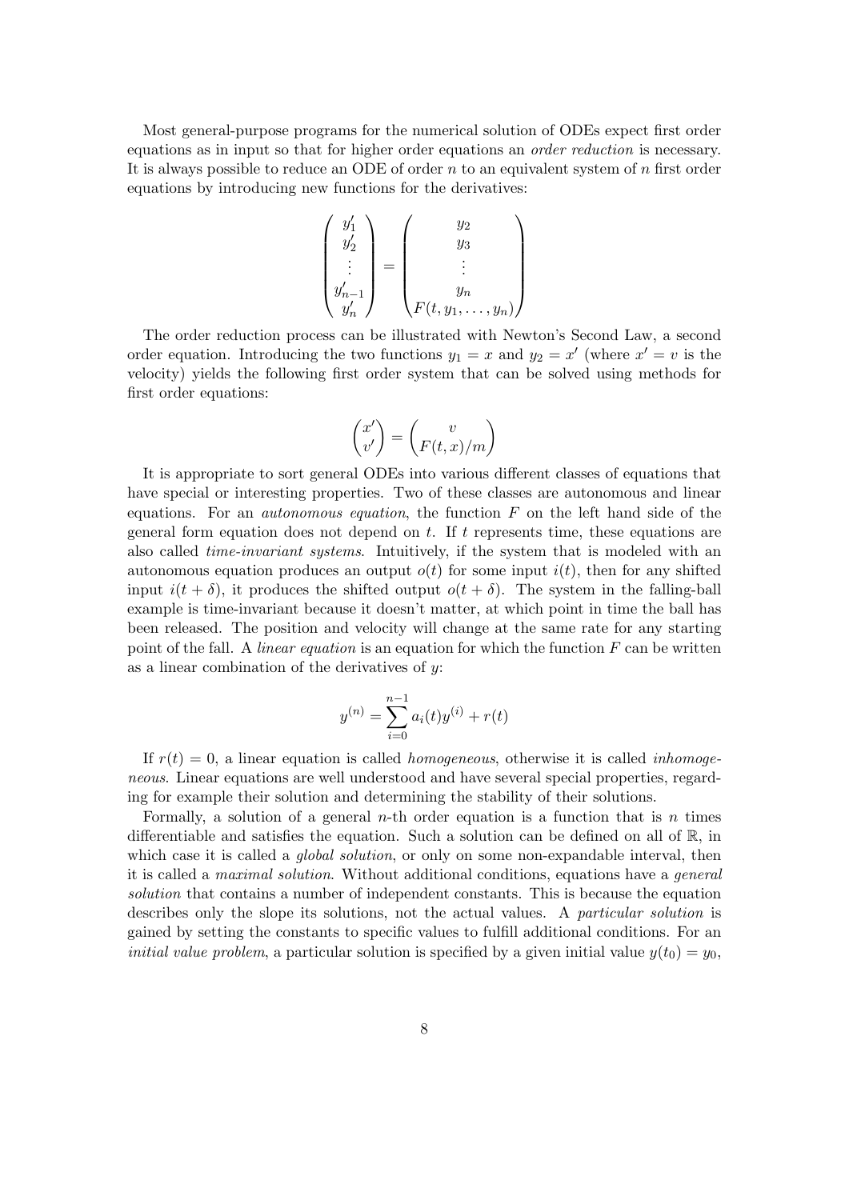Most general-purpose programs for the numerical solution of ODEs expect first order equations as in input so that for higher order equations an *order reduction* is necessary. It is always possible to reduce an ODE of order $n$ to an equivalent system of $n$ first order equations by introducing new functions for the derivatives:

$$\begin{pmatrix} y_1' \\ y_2' \\ \vdots \\ y_{n-1}' \\ y_n' \end{pmatrix} = \begin{pmatrix} y_2 \\ y_3 \\ \vdots \\ y_n \\ F(t, y_1, \ldots, y_n) \end{pmatrix}$$

The order reduction process can be illustrated with Newton's Second Law, a second order equation. Introducing the two functions $y_1 = x$ and $y_2 = x'$ (where $x' = v$ is the velocity) yields the following first order system that can be solved using methods for first order equations:

$$\begin{pmatrix} x' \\ v' \end{pmatrix} = \begin{pmatrix} v \\ F(t, x)/m \end{pmatrix}$$

It is appropriate to sort general ODEs into various different classes of equations that have special or interesting properties. Two of these classes are autonomous and linear equations. For an *autonomous equation*, the function $F$ on the left hand side of the general form equation does not depend on $t$. If $t$ represents time, these equations are also called *time-invariant systems*. Intuitively, if the system that is modeled with an autonomous equation produces an output $o(t)$ for some input $i(t)$, then for any shifted input $i(t + \delta)$, it produces the shifted output $o(t + \delta)$. The system in the falling-ball example is time-invariant because it doesn't matter, at which point in time the ball has been released. The position and velocity will change at the same rate for any starting point of the fall. A *linear equation* is an equation for which the function $F$ can be written as a linear combination of the derivatives of $y$:

$$y^{(n)} = \sum_{i=0}^{n-1} a_i(t) y^{(i)} + r(t)$$

If $r(t) = 0$, a linear equation is called *homogeneous*, otherwise it is called *inhomogeneous*. Linear equations are well understood and have several special properties, regarding for example their solution and determining the stability of their solutions.

Formally, a solution of a general $n$-th order equation is a function that is $n$ times differentiable and satisfies the equation. Such a solution can be defined on all of $\mathbb{R}$, in which case it is called a *global solution*, or only on some non-expandable interval, then it is called a *maximal solution*. Without additional conditions, equations have a *general solution* that contains a number of independent constants. This is because the equation describes only the slope its solutions, not the actual values. A *particular solution* is gained by setting the constants to specific values to fulfill additional conditions. For an *initial value problem*, a particular solution is specified by a given initial value $y(t_0) = y_0$,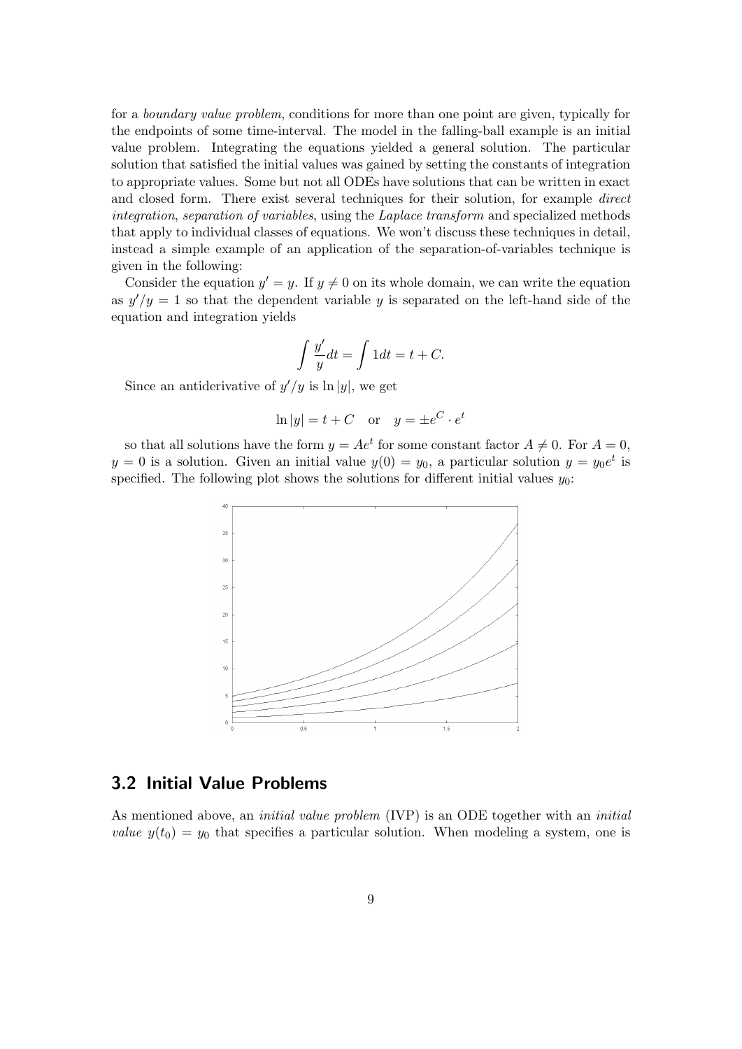for a *boundary value problem*, conditions for more than one point are given, typically for the endpoints of some time-interval. The model in the falling-ball example is an initial value problem. Integrating the equations yielded a general solution. The particular solution that satisfied the initial values was gained by setting the constants of integration to appropriate values. Some but not all ODEs have solutions that can be written in exact and closed form. There exist several techniques for their solution, for example *direct integration*, *separation of variables*, using the *Laplace transform* and specialized methods that apply to individual classes of equations. We won't discuss these techniques in detail, instead a simple example of an application of the separation-of-variables technique is given in the following:

Consider the equation $y' = y$. If $y \neq 0$ on its whole domain, we can write the equation as $y'/y = 1$ so that the dependent variable $y$ is separated on the left-hand side of the equation and integration yields

$$\int \frac{y'}{y} dt = \int 1 dt = t + C.$$

Since an antiderivative of $y'/y$ is $\ln |y|$, we get

$$\ln |y| = t + C \quad \text{or} \quad y = \pm e^C \cdot e^t$$

so that all solutions have the form $y = Ae^t$ for some constant factor $A \neq 0$. For $A = 0$, $y = 0$ is a solution. Given an initial value $y(0) = y_0$, a particular solution $y = y_0 e^t$ is specified. The following plot shows the solutions for different initial values $y_0$:

## 3.2 Initial Value Problems

As mentioned above, an *initial value problem* (IVP) is an ODE together with an *initial value* $y(t_0) = y_0$ that specifies a particular solution. When modeling a system, one is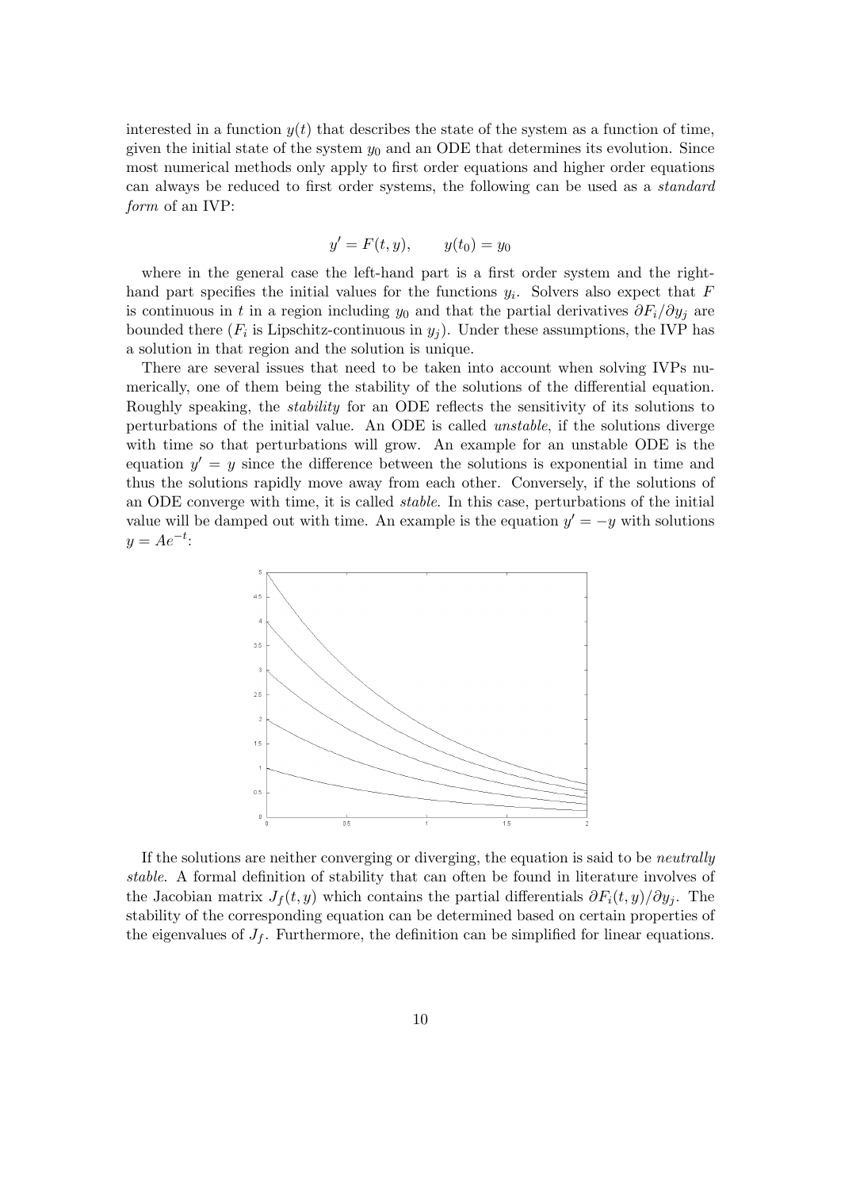interested in a function $y(t)$ that describes the state of the system as a function of time, given the initial state of the system $y_0$ and an ODE that determines its evolution. Since most numerical methods only apply to first order equations and higher order equations can always be reduced to first order systems, the following can be used as a *standard form* of an IVP:

$$y' = F(t, y), \qquad y(t_0) = y_0$$

where in the general case the left-hand part is a first order system and the right-hand part specifies the initial values for the functions $y_i$. Solvers also expect that $F$ is continuous in $t$ in a region including $y_0$ and that the partial derivatives $\partial F_i / \partial y_j$ are bounded there ($F_i$ is Lipschitz-continuous in $y_j$). Under these assumptions, the IVP has a solution in that region and the solution is unique.

There are several issues that need to be taken into account when solving IVPs numerically, one of them being the stability of the solutions of the differential equation. Roughly speaking, the *stability* for an ODE reflects the sensitivity of its solutions to perturbations of the initial value. An ODE is called *unstable*, if the solutions diverge with time so that perturbations will grow. An example for an unstable ODE is the equation $y' = y$ since the difference between the solutions is exponential in time and thus the solutions rapidly move away from each other. Conversely, if the solutions of an ODE converge with time, it is called *stable*. In this case, perturbations of the initial value will be damped out with time. An example is the equation $y' = -y$ with solutions $y = Ae^{-t}$:

If the solutions are neither converging or diverging, the equation is said to be *neutrally stable*. A formal definition of stability that can often be found in literature involves of the Jacobian matrix $J_f(t, y)$ which contains the partial differentials $\partial F_i(t, y) / \partial y_j$. The stability of the corresponding equation can be determined based on certain properties of the eigenvalues of $J_f$. Furthermore, the definition can be simplified for linear equations.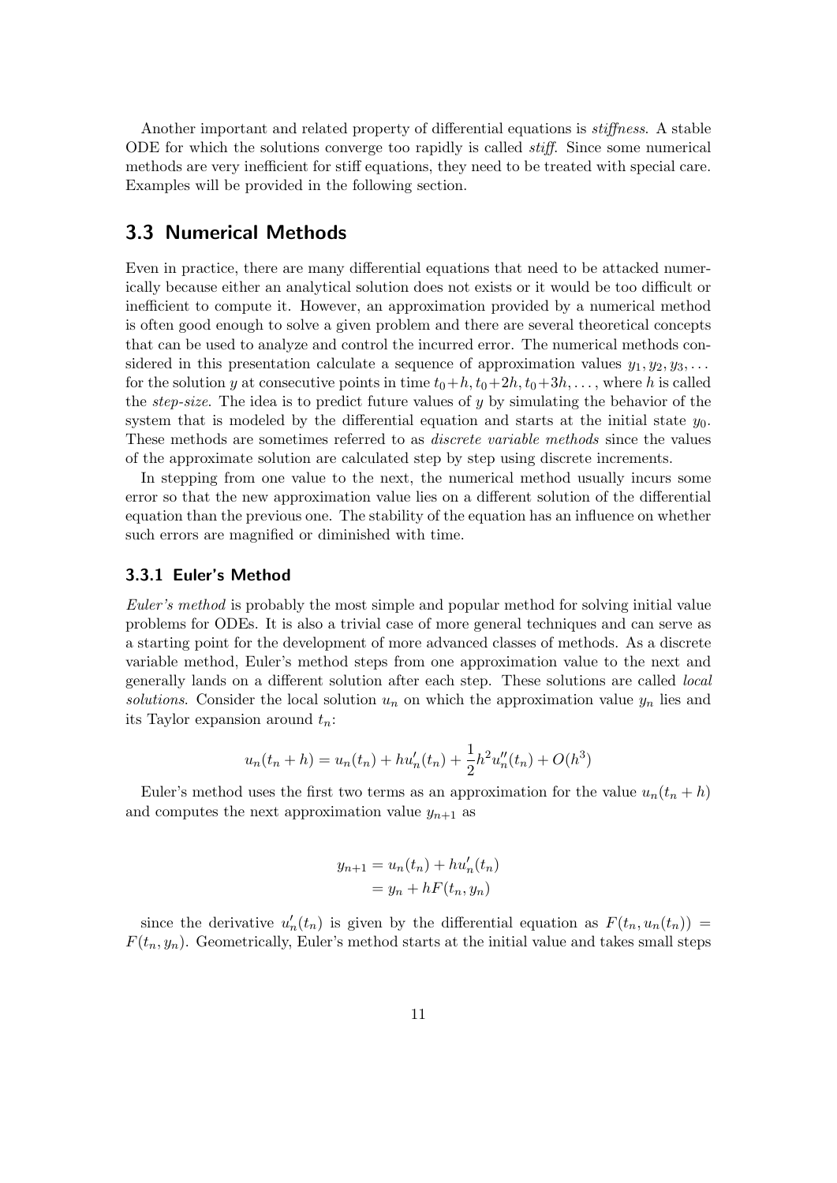Another important and related property of differential equations is *stiffness*. A stable ODE for which the solutions converge too rapidly is called *stiff*. Since some numerical methods are very inefficient for stiff equations, they need to be treated with special care. Examples will be provided in the following section.

## 3.3 Numerical Methods

Even in practice, there are many differential equations that need to be attacked numerically because either an analytical solution does not exists or it would be too difficult or inefficient to compute it. However, an approximation provided by a numerical method is often good enough to solve a given problem and there are several theoretical concepts that can be used to analyze and control the incurred error. The numerical methods considered in this presentation calculate a sequence of approximation values $y_1, y_2, y_3, \ldots$ for the solution $y$ at consecutive points in time $t_0+h, t_0+2h, t_0+3h, \ldots$, where $h$ is called the *step-size*. The idea is to predict future values of $y$ by simulating the behavior of the system that is modeled by the differential equation and starts at the initial state $y_0$. These methods are sometimes referred to as *discrete variable methods* since the values of the approximate solution are calculated step by step using discrete increments.

In stepping from one value to the next, the numerical method usually incurs some error so that the new approximation value lies on a different solution of the differential equation than the previous one. The stability of the equation has an influence on whether such errors are magnified or diminished with time.

### 3.3.1 Euler's Method

*Euler's method* is probably the most simple and popular method for solving initial value problems for ODEs. It is also a trivial case of more general techniques and can serve as a starting point for the development of more advanced classes of methods. As a discrete variable method, Euler's method steps from one approximation value to the next and generally lands on a different solution after each step. These solutions are called *local solutions*. Consider the local solution $u_n$ on which the approximation value $y_n$ lies and its Taylor expansion around $t_n$:

$$u_n(t_n + h) = u_n(t_n) + hu_n'(t_n) + \frac{1}{2}h^2 u_n''(t_n) + O(h^3)$$

Euler's method uses the first two terms as an approximation for the value $u_n(t_n + h)$ and computes the next approximation value $y_{n+1}$ as

$$\begin{aligned} y_{n+1} &= u_n(t_n) + hu_n'(t_n) \\ &= y_n + hF(t_n, y_n) \end{aligned}$$

since the derivative $u_n'(t_n)$ is given by the differential equation as $F(t_n, u_n(t_n)) = F(t_n, y_n)$. Geometrically, Euler's method starts at the initial value and takes small steps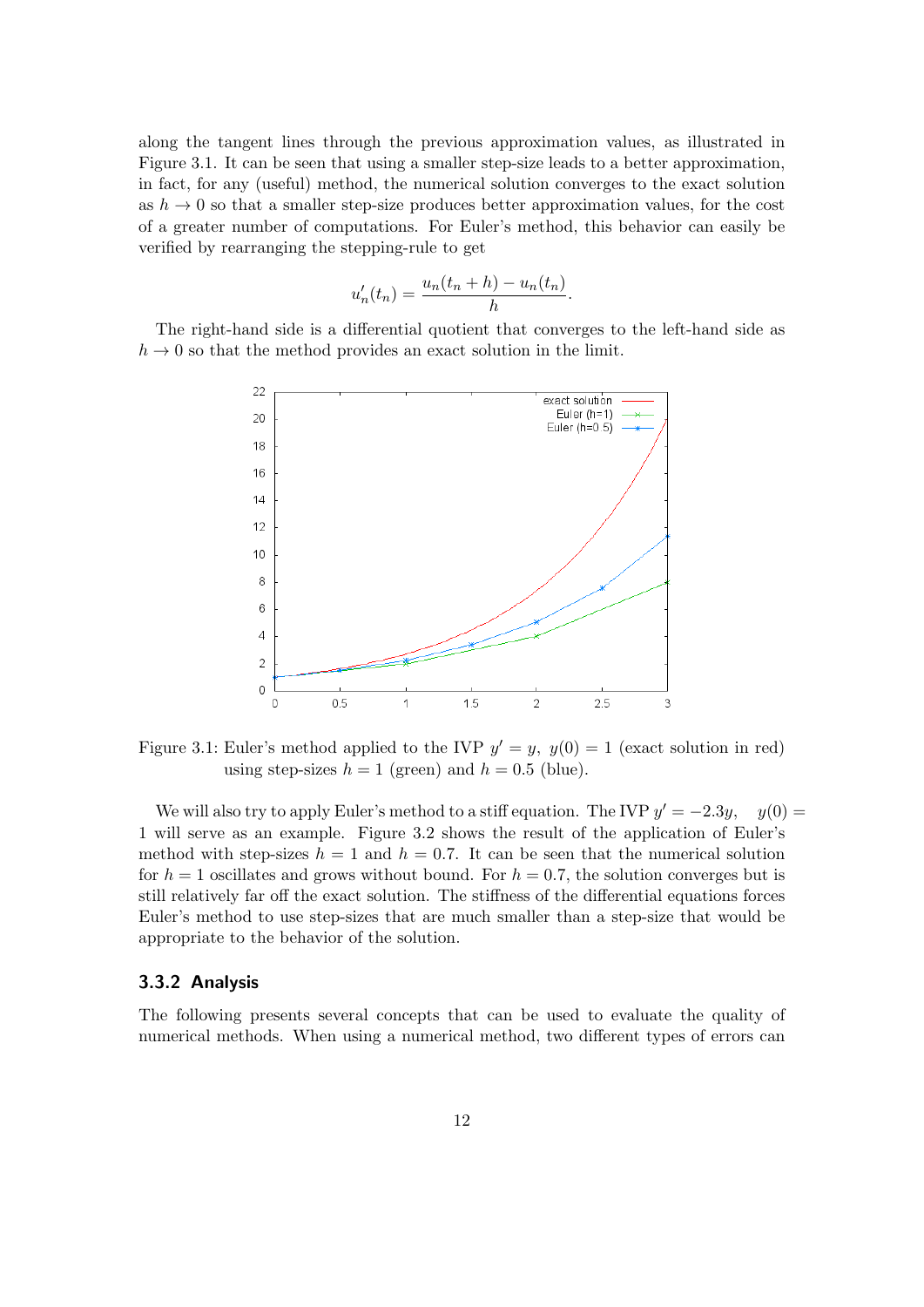along the tangent lines through the previous approximation values, as illustrated in Figure 3.1. It can be seen that using a smaller step-size leads to a better approximation, in fact, for any (useful) method, the numerical solution converges to the exact solution as $h \to 0$ so that a smaller step-size produces better approximation values, for the cost of a greater number of computations. For Euler's method, this behavior can easily be verified by rearranging the stepping-rule to get

$$u_n'(t_n) = \frac{u_n(t_n + h) - u_n(t_n)}{h}.$$

The right-hand side is a differential quotient that converges to the left-hand side as $h \to 0$ so that the method provides an exact solution in the limit.

Figure 3.1: Euler's method applied to the IVP $y' = y,\ y(0) = 1$ (exact solution in red) using step-sizes $h = 1$ (green) and $h = 0.5$ (blue).

We will also try to apply Euler's method to a stiff equation. The IVP $y' = -2.3y, \quad y(0) = 1$ will serve as an example. Figure 3.2 shows the result of the application of Euler's method with step-sizes $h = 1$ and $h = 0.7$. It can be seen that the numerical solution for $h = 1$ oscillates and grows without bound. For $h = 0.7$, the solution converges but is still relatively far off the exact solution. The stiffness of the differential equations forces Euler's method to use step-sizes that are much smaller than a step-size that would be appropriate to the behavior of the solution.

### 3.3.2 Analysis

The following presents several concepts that can be used to evaluate the quality of numerical methods. When using a numerical method, two different types of errors can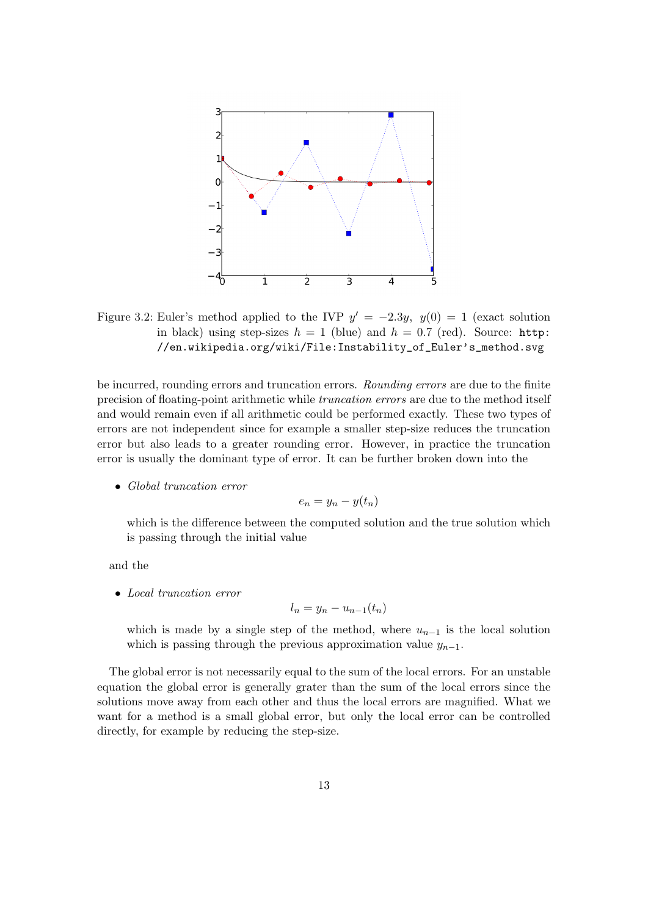Figure 3.2: Euler's method applied to the IVP $y' = -2.3y$, $y(0) = 1$ (exact solution in black) using step-sizes $h = 1$ (blue) and $h = 0.7$ (red). Source: `http://en.wikipedia.org/wiki/File:Instability_of_Euler's_method.svg`

be incurred, rounding errors and truncation errors. *Rounding errors* are due to the finite precision of floating-point arithmetic while *truncation errors* are due to the method itself and would remain even if all arithmetic could be performed exactly. These two types of errors are not independent since for example a smaller step-size reduces the truncation error but also leads to a greater rounding error. However, in practice the truncation error is usually the dominant type of error. It can be further broken down into the

- *Global truncation error*

$$e_n = y_n - y(t_n)$$

  which is the difference between the computed solution and the true solution which is passing through the initial value

and the

- *Local truncation error*

$$l_n = y_n - u_{n-1}(t_n)$$

  which is made by a single step of the method, where $u_{n-1}$ is the local solution which is passing through the previous approximation value $y_{n-1}$.

The global error is not necessarily equal to the sum of the local errors. For an unstable equation the global error is generally grater than the sum of the local errors since the solutions move away from each other and thus the local errors are magnified. What we want for a method is a small global error, but only the local error can be controlled directly, for example by reducing the step-size.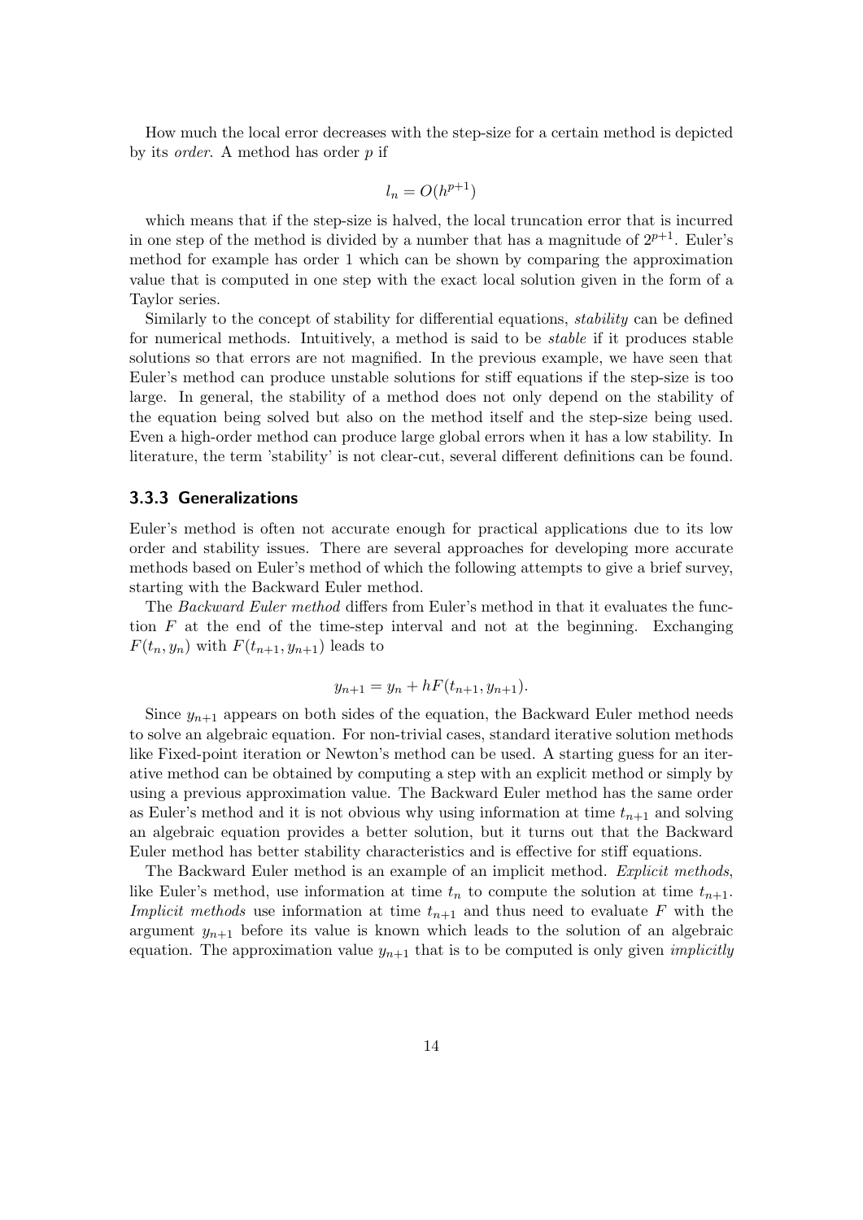How much the local error decreases with the step-size for a certain method is depicted by its *order*. A method has order $p$ if

$$l_n = O(h^{p+1})$$

which means that if the step-size is halved, the local truncation error that is incurred in one step of the method is divided by a number that has a magnitude of $2^{p+1}$. Euler's method for example has order 1 which can be shown by comparing the approximation value that is computed in one step with the exact local solution given in the form of a Taylor series.

Similarly to the concept of stability for differential equations, *stability* can be defined for numerical methods. Intuitively, a method is said to be *stable* if it produces stable solutions so that errors are not magnified. In the previous example, we have seen that Euler's method can produce unstable solutions for stiff equations if the step-size is too large. In general, the stability of a method does not only depend on the stability of the equation being solved but also on the method itself and the step-size being used. Even a high-order method can produce large global errors when it has a low stability. In literature, the term 'stability' is not clear-cut, several different definitions can be found.

### 3.3.3 Generalizations

Euler's method is often not accurate enough for practical applications due to its low order and stability issues. There are several approaches for developing more accurate methods based on Euler's method of which the following attempts to give a brief survey, starting with the Backward Euler method.

The *Backward Euler method* differs from Euler's method in that it evaluates the function $F$ at the end of the time-step interval and not at the beginning. Exchanging $F(t_n, y_n)$ with $F(t_{n+1}, y_{n+1})$ leads to

$$y_{n+1} = y_n + hF(t_{n+1}, y_{n+1}).$$

Since $y_{n+1}$ appears on both sides of the equation, the Backward Euler method needs to solve an algebraic equation. For non-trivial cases, standard iterative solution methods like Fixed-point iteration or Newton's method can be used. A starting guess for an iterative method can be obtained by computing a step with an explicit method or simply by using a previous approximation value. The Backward Euler method has the same order as Euler's method and it is not obvious why using information at time $t_{n+1}$ and solving an algebraic equation provides a better solution, but it turns out that the Backward Euler method has better stability characteristics and is effective for stiff equations.

The Backward Euler method is an example of an implicit method. *Explicit methods*, like Euler's method, use information at time $t_n$ to compute the solution at time $t_{n+1}$. *Implicit methods* use information at time $t_{n+1}$ and thus need to evaluate $F$ with the argument $y_{n+1}$ before its value is known which leads to the solution of an algebraic equation. The approximation value $y_{n+1}$ that is to be computed is only given *implicitly*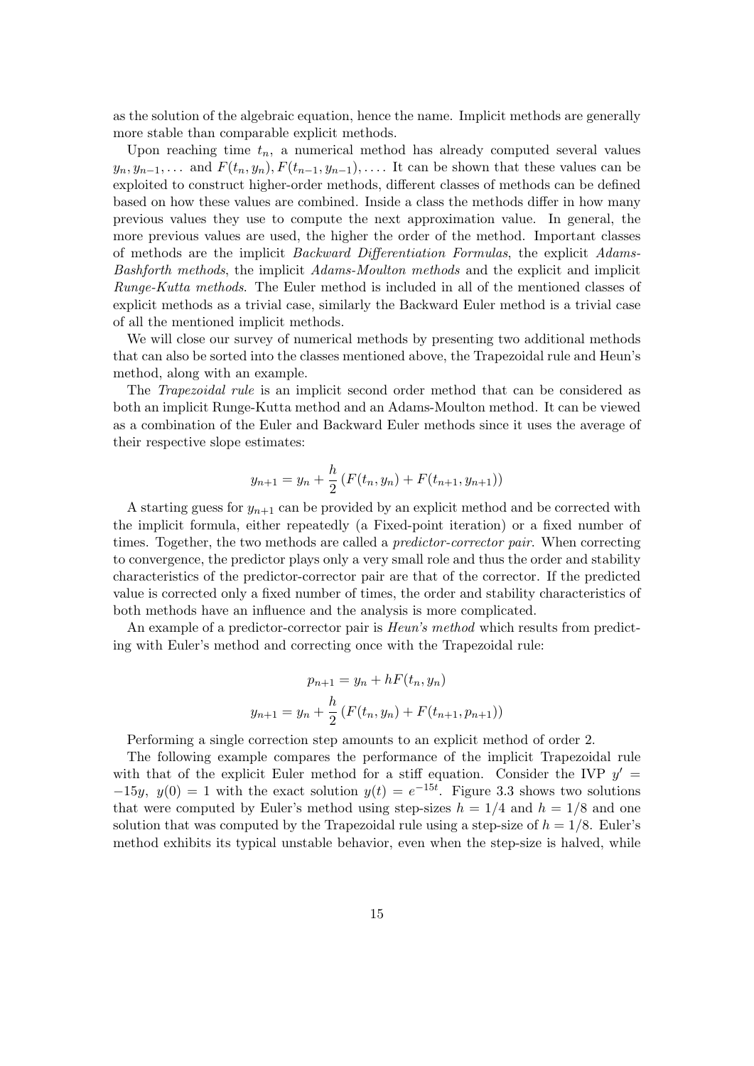as the solution of the algebraic equation, hence the name. Implicit methods are generally more stable than comparable explicit methods.

Upon reaching time $t_n$, a numerical method has already computed several values $y_n, y_{n-1}, \ldots$ and $F(t_n, y_n), F(t_{n-1}, y_{n-1}), \ldots$. It can be shown that these values can be exploited to construct higher-order methods, different classes of methods can be defined based on how these values are combined. Inside a class the methods differ in how many previous values they use to compute the next approximation value. In general, the more previous values are used, the higher the order of the method. Important classes of methods are the implicit *Backward Differentiation Formulas*, the explicit *Adams-Bashforth methods*, the implicit *Adams-Moulton methods* and the explicit and implicit *Runge-Kutta methods*. The Euler method is included in all of the mentioned classes of explicit methods as a trivial case, similarly the Backward Euler method is a trivial case of all the mentioned implicit methods.

We will close our survey of numerical methods by presenting two additional methods that can also be sorted into the classes mentioned above, the Trapezoidal rule and Heun's method, along with an example.

The *Trapezoidal rule* is an implicit second order method that can be considered as both an implicit Runge-Kutta method and an Adams-Moulton method. It can be viewed as a combination of the Euler and Backward Euler methods since it uses the average of their respective slope estimates:

$$y_{n+1} = y_n + \frac{h}{2}\left(F(t_n, y_n) + F(t_{n+1}, y_{n+1})\right)$$

A starting guess for $y_{n+1}$ can be provided by an explicit method and be corrected with the implicit formula, either repeatedly (a Fixed-point iteration) or a fixed number of times. Together, the two methods are called a *predictor-corrector pair*. When correcting to convergence, the predictor plays only a very small role and thus the order and stability characteristics of the predictor-corrector pair are that of the corrector. If the predicted value is corrected only a fixed number of times, the order and stability characteristics of both methods have an influence and the analysis is more complicated.

An example of a predictor-corrector pair is *Heun's method* which results from predicting with Euler's method and correcting once with the Trapezoidal rule:

$$p_{n+1} = y_n + hF(t_n, y_n)$$

$$y_{n+1} = y_n + \frac{h}{2}\left(F(t_n, y_n) + F(t_{n+1}, p_{n+1})\right)$$

Performing a single correction step amounts to an explicit method of order 2.

The following example compares the performance of the implicit Trapezoidal rule with that of the explicit Euler method for a stiff equation. Consider the IVP $y' = -15y,\ y(0) = 1$ with the exact solution $y(t) = e^{-15t}$. Figure 3.3 shows two solutions that were computed by Euler's method using step-sizes $h = 1/4$ and $h = 1/8$ and one solution that was computed by the Trapezoidal rule using a step-size of $h = 1/8$. Euler's method exhibits its typical unstable behavior, even when the step-size is halved, while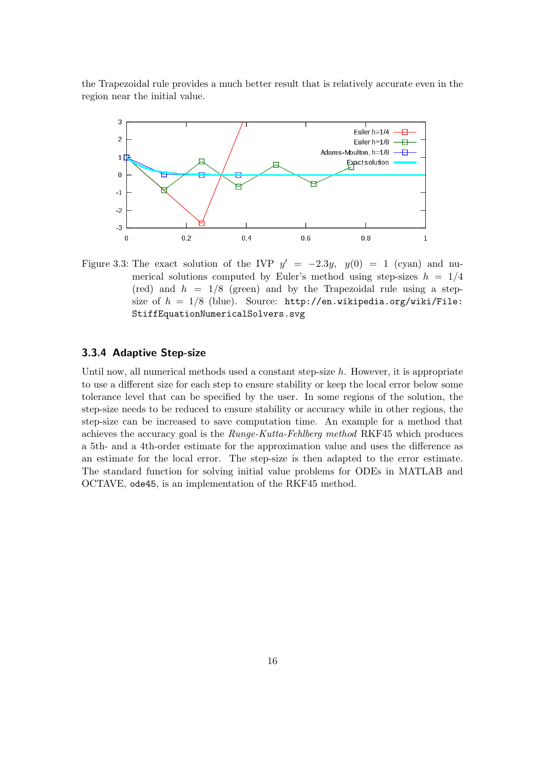the Trapezoidal rule provides a much better result that is relatively accurate even in the region near the initial value.

Figure 3.3: The exact solution of the IVP $y' = -2.3y$, $y(0) = 1$ (cyan) and numerical solutions computed by Euler's method using step-sizes $h = 1/4$ (red) and $h = 1/8$ (green) and by the Trapezoidal rule using a step-size of $h = 1/8$ (blue). Source: `http://en.wikipedia.org/wiki/File:StiffEquationNumericalSolvers.svg`

### 3.3.4 Adaptive Step-size

Until now, all numerical methods used a constant step-size $h$. However, it is appropriate to use a different size for each step to ensure stability or keep the local error below some tolerance level that can be specified by the user. In some regions of the solution, the step-size needs to be reduced to ensure stability or accuracy while in other regions, the step-size can be increased to save computation time. An example for a method that achieves the accuracy goal is the *Runge-Kutta-Fehlberg method* RKF45 which produces a 5th- and a 4th-order estimate for the approximation value and uses the difference as an estimate for the local error. The step-size is then adapted to the error estimate. The standard function for solving initial value problems for ODEs in MATLAB and OCTAVE, `ode45`, is an implementation of the RKF45 method.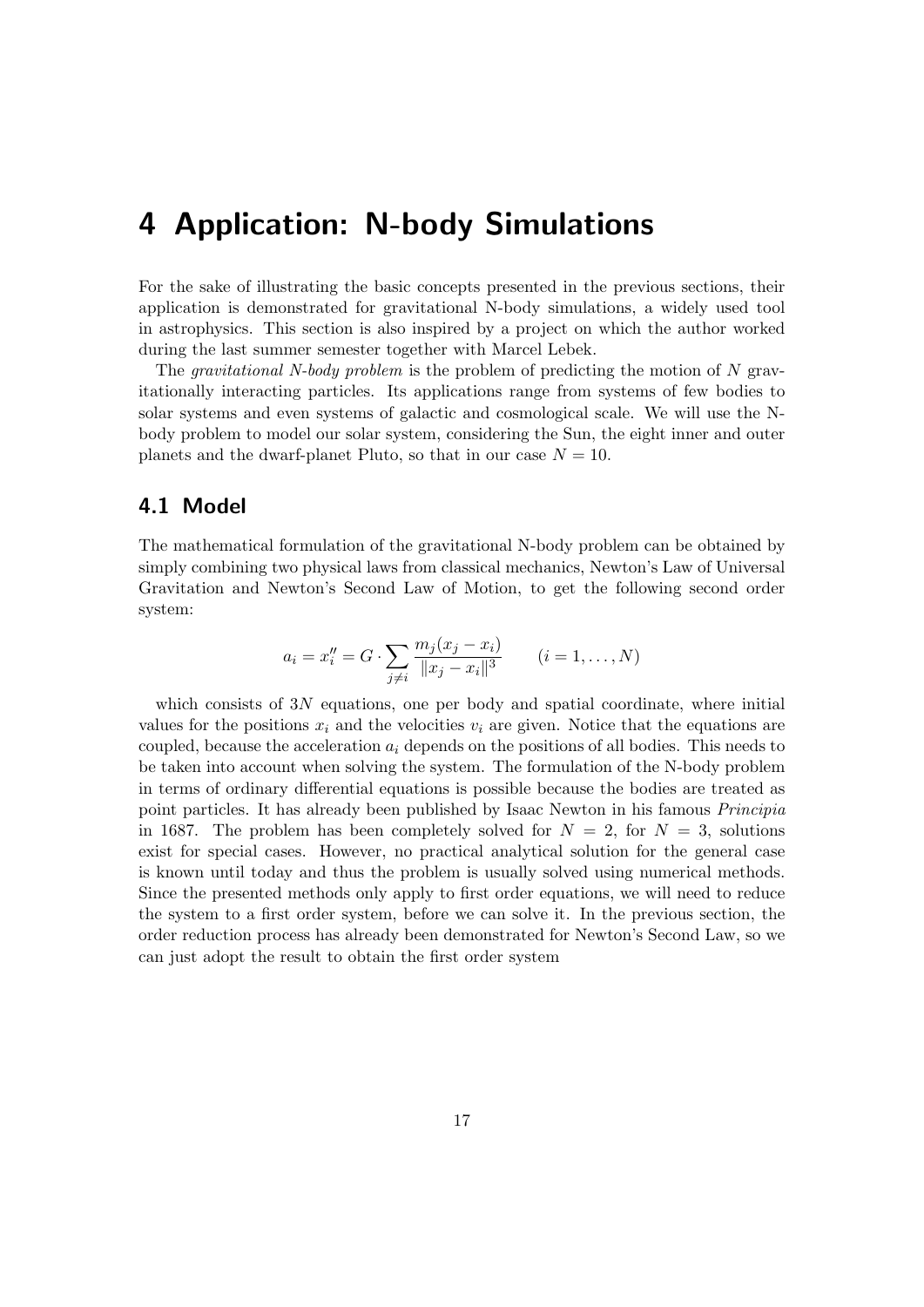# 4 Application: N-body Simulations

For the sake of illustrating the basic concepts presented in the previous sections, their application is demonstrated for gravitational N-body simulations, a widely used tool in astrophysics. This section is also inspired by a project on which the author worked during the last summer semester together with Marcel Lebek.

The *gravitational N-body problem* is the problem of predicting the motion of $N$ gravitationally interacting particles. Its applications range from systems of few bodies to solar systems and even systems of galactic and cosmological scale. We will use the N-body problem to model our solar system, considering the Sun, the eight inner and outer planets and the dwarf-planet Pluto, so that in our case $N = 10$.

## 4.1 Model

The mathematical formulation of the gravitational N-body problem can be obtained by simply combining two physical laws from classical mechanics, Newton's Law of Universal Gravitation and Newton's Second Law of Motion, to get the following second order system:

$$a_i = x_i'' = G \cdot \sum_{j \neq i} \frac{m_j (x_j - x_i)}{\|x_j - x_i\|^3} \qquad (i = 1, \ldots, N)$$

which consists of $3N$ equations, one per body and spatial coordinate, where initial values for the positions $x_i$ and the velocities $v_i$ are given. Notice that the equations are coupled, because the acceleration $a_i$ depends on the positions of all bodies. This needs to be taken into account when solving the system. The formulation of the N-body problem in terms of ordinary differential equations is possible because the bodies are treated as point particles. It has already been published by Isaac Newton in his famous *Principia* in 1687. The problem has been completely solved for $N = 2$, for $N = 3$, solutions exist for special cases. However, no practical analytical solution for the general case is known until today and thus the problem is usually solved using numerical methods. Since the presented methods only apply to first order equations, we will need to reduce the system to a first order system, before we can solve it. In the previous section, the order reduction process has already been demonstrated for Newton's Second Law, so we can just adopt the result to obtain the first order system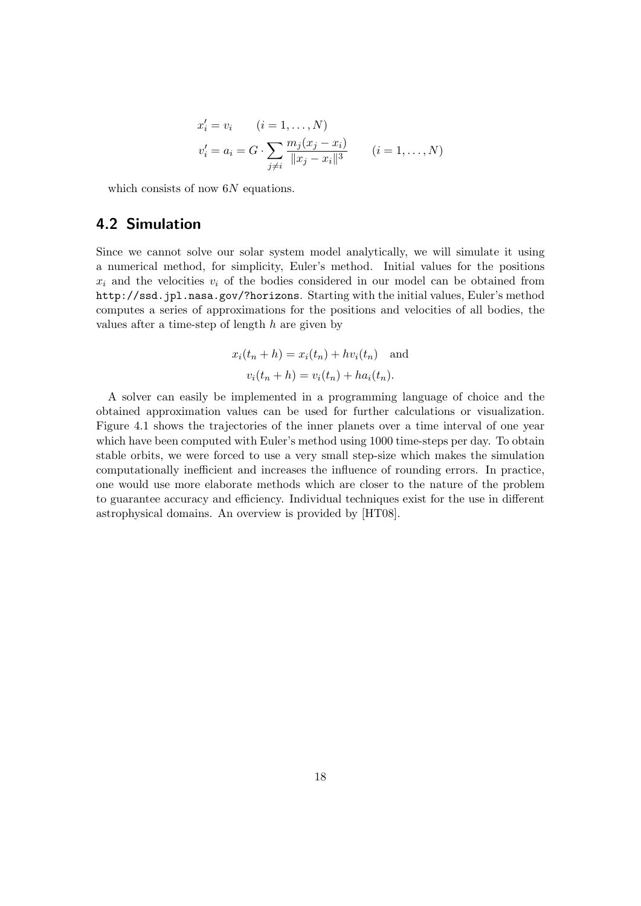$$
\begin{aligned}
x_i' &= v_i \qquad (i = 1, \ldots, N) \\
v_i' &= a_i = G \cdot \sum_{j \neq i} \frac{m_j(x_j - x_i)}{\|x_j - x_i\|^3} \qquad (i = 1, \ldots, N)
\end{aligned}
$$

which consists of now $6N$ equations.

## 4.2 Simulation

Since we cannot solve our solar system model analytically, we will simulate it using a numerical method, for simplicity, Euler's method. Initial values for the positions $x_i$ and the velocities $v_i$ of the bodies considered in our model can be obtained from `http://ssd.jpl.nasa.gov/?horizons`. Starting with the initial values, Euler's method computes a series of approximations for the positions and velocities of all bodies, the values after a time-step of length $h$ are given by

$$
\begin{aligned}
x_i(t_n + h) &= x_i(t_n) + h v_i(t_n) \quad \text{and} \\
v_i(t_n + h) &= v_i(t_n) + h a_i(t_n).
\end{aligned}
$$

A solver can easily be implemented in a programming language of choice and the obtained approximation values can be used for further calculations or visualization. Figure 4.1 shows the trajectories of the inner planets over a time interval of one year which have been computed with Euler's method using 1000 time-steps per day. To obtain stable orbits, we were forced to use a very small step-size which makes the simulation computationally inefficient and increases the influence of rounding errors. In practice, one would use more elaborate methods which are closer to the nature of the problem to guarantee accuracy and efficiency. Individual techniques exist for the use in different astrophysical domains. An overview is provided by [HT08].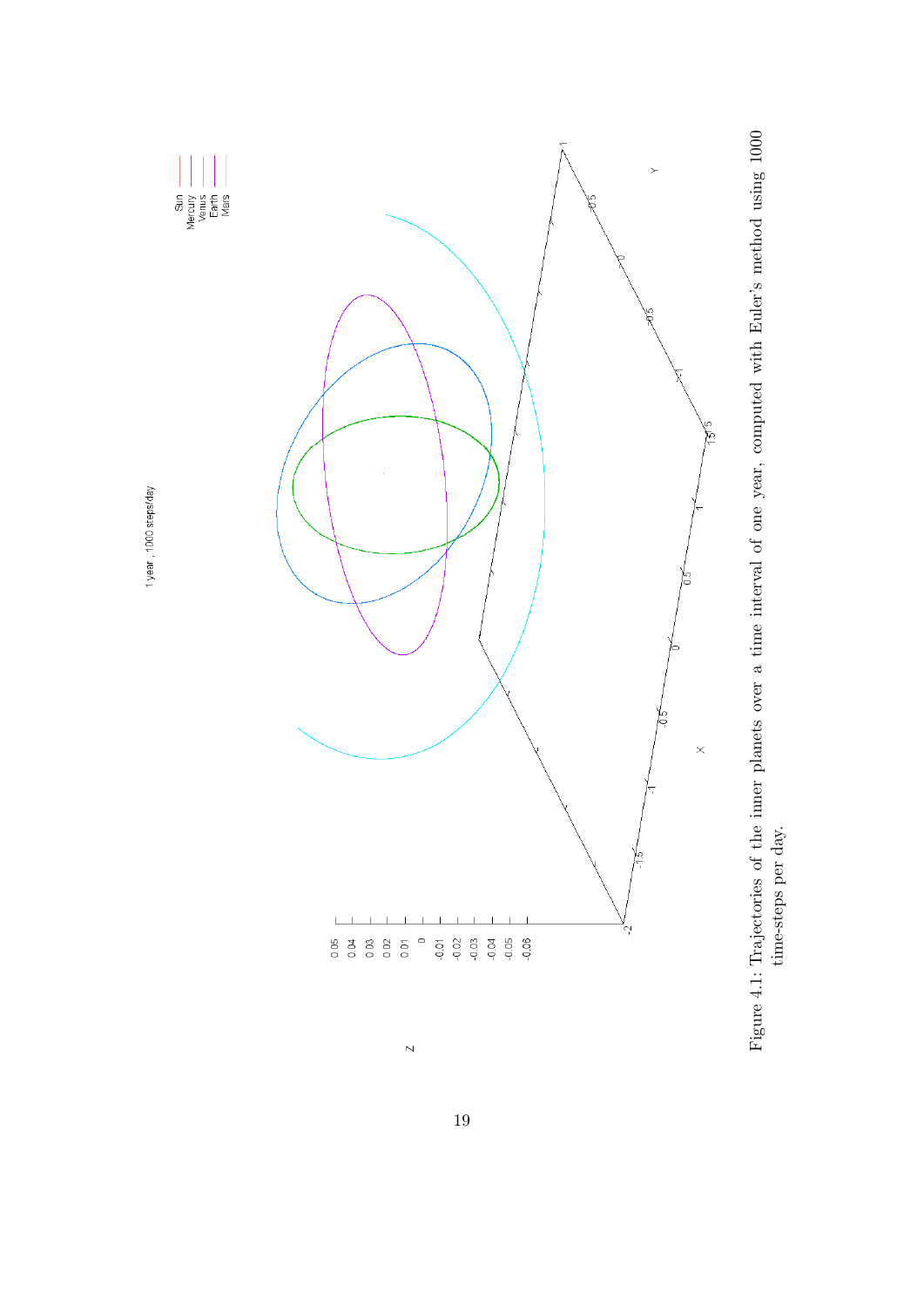Figure 4.1: Trajectories of the inner planets over a time interval of one year, computed with Euler's method using 1000 time-steps per day.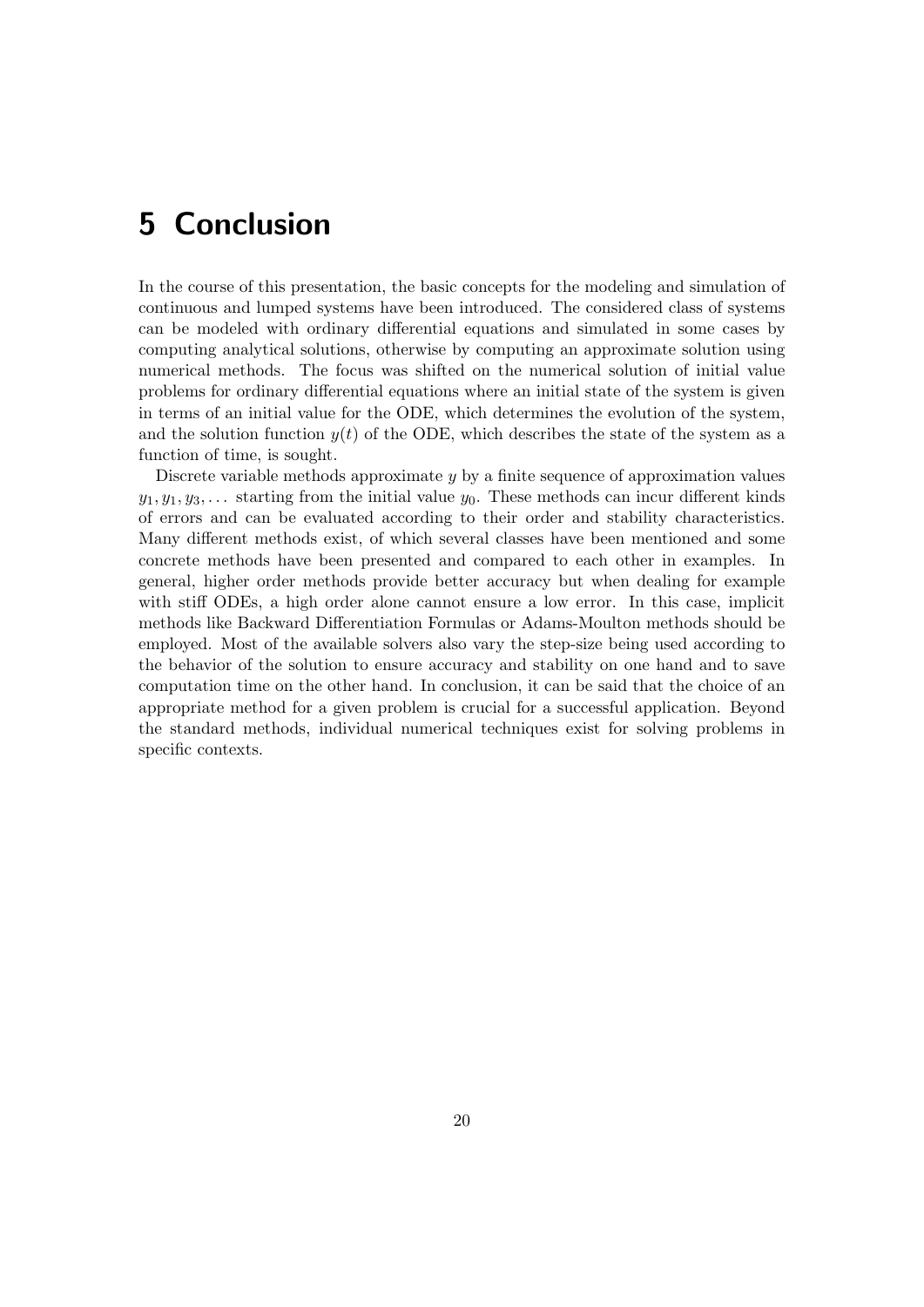# 5 Conclusion

In the course of this presentation, the basic concepts for the modeling and simulation of continuous and lumped systems have been introduced. The considered class of systems can be modeled with ordinary differential equations and simulated in some cases by computing analytical solutions, otherwise by computing an approximate solution using numerical methods. The focus was shifted on the numerical solution of initial value problems for ordinary differential equations where an initial state of the system is given in terms of an initial value for the ODE, which determines the evolution of the system, and the solution function $y(t)$ of the ODE, which describes the state of the system as a function of time, is sought.

Discrete variable methods approximate $y$ by a finite sequence of approximation values $y_1, y_1, y_3, \ldots$ starting from the initial value $y_0$. These methods can incur different kinds of errors and can be evaluated according to their order and stability characteristics. Many different methods exist, of which several classes have been mentioned and some concrete methods have been presented and compared to each other in examples. In general, higher order methods provide better accuracy but when dealing for example with stiff ODEs, a high order alone cannot ensure a low error. In this case, implicit methods like Backward Differentiation Formulas or Adams-Moulton methods should be employed. Most of the available solvers also vary the step-size being used according to the behavior of the solution to ensure accuracy and stability on one hand and to save computation time on the other hand. In conclusion, it can be said that the choice of an appropriate method for a given problem is crucial for a successful application. Beyond the standard methods, individual numerical techniques exist for solving problems in specific contexts.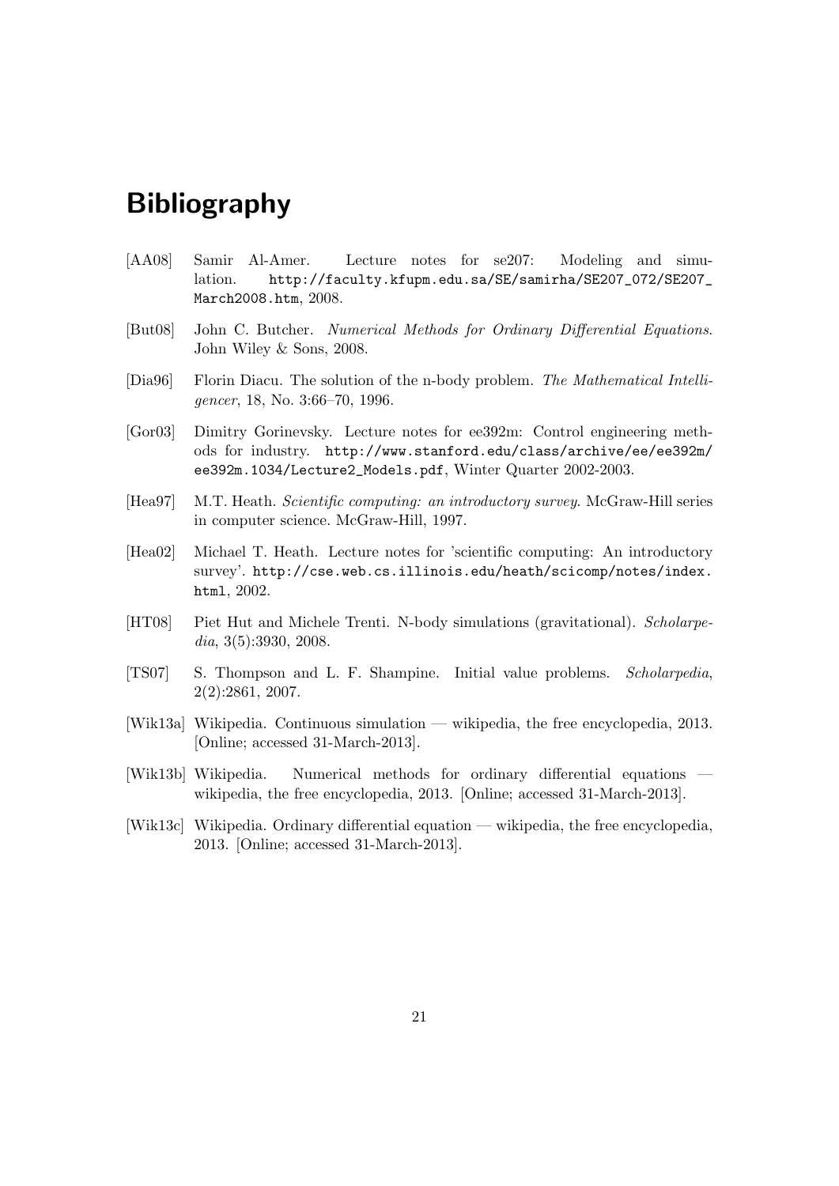# Bibliography

[AA08] Samir Al-Amer. Lecture notes for se207: Modeling and simulation. http://faculty.kfupm.edu.sa/SE/samirha/SE207_072/SE207_March2008.htm, 2008.

[But08] John C. Butcher. *Numerical Methods for Ordinary Differential Equations*. John Wiley & Sons, 2008.

[Dia96] Florin Diacu. The solution of the n-body problem. *The Mathematical Intelligencer*, 18, No. 3:66–70, 1996.

[Gor03] Dimitry Gorinevsky. Lecture notes for ee392m: Control engineering methods for industry. http://www.stanford.edu/class/archive/ee/ee392m/ee392m.1034/Lecture2_Models.pdf, Winter Quarter 2002-2003.

[Hea97] M.T. Heath. *Scientific computing: an introductory survey*. McGraw-Hill series in computer science. McGraw-Hill, 1997.

[Hea02] Michael T. Heath. Lecture notes for 'scientific computing: An introductory survey'. http://cse.web.cs.illinois.edu/heath/scicomp/notes/index.html, 2002.

[HT08] Piet Hut and Michele Trenti. N-body simulations (gravitational). *Scholarpedia*, 3(5):3930, 2008.

[TS07] S. Thompson and L. F. Shampine. Initial value problems. *Scholarpedia*, 2(2):2861, 2007.

[Wik13a] Wikipedia. Continuous simulation — wikipedia, the free encyclopedia, 2013. [Online; accessed 31-March-2013].

[Wik13b] Wikipedia. Numerical methods for ordinary differential equations — wikipedia, the free encyclopedia, 2013. [Online; accessed 31-March-2013].

[Wik13c] Wikipedia. Ordinary differential equation — wikipedia, the free encyclopedia, 2013. [Online; accessed 31-March-2013].